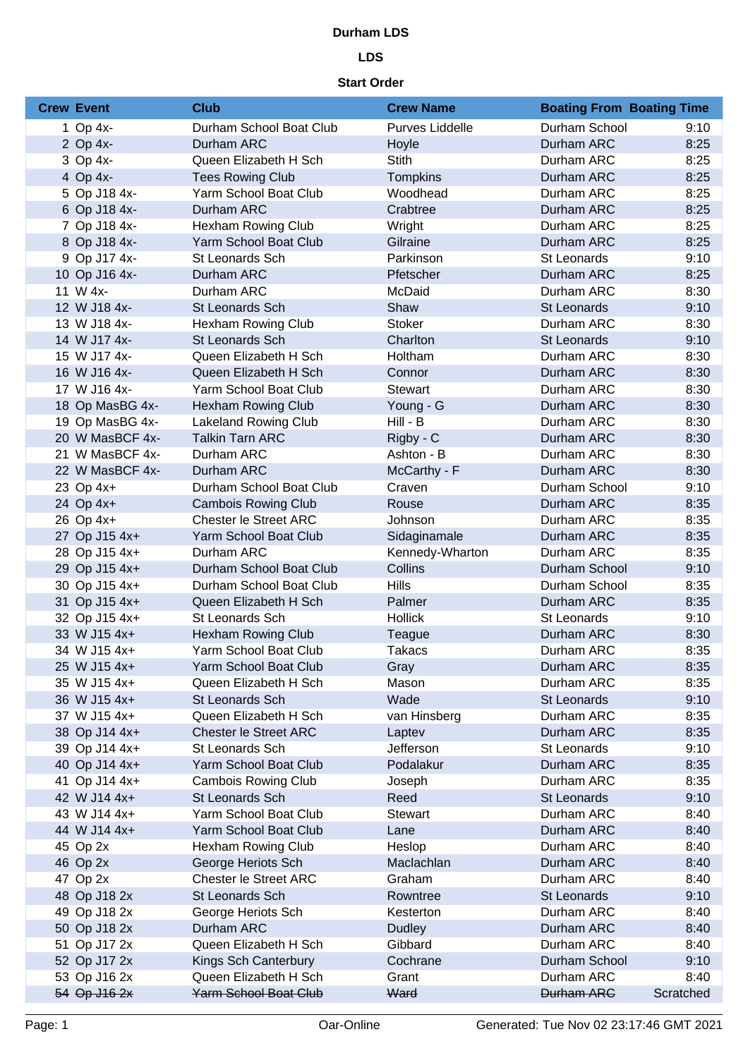# Durham LDS

## LDS

### Start Order

| Crew | Event | Club | Crew Name | Boating From | Boating Time |
|---|---|---|---|---|---|
| 1 | Op 4x- | Durham School Boat Club | Purves Liddelle | Durham School | 9:10 |
| 2 | Op 4x- | Durham ARC | Hoyle | Durham ARC | 8:25 |
| 3 | Op 4x- | Queen Elizabeth H Sch | Stith | Durham ARC | 8:25 |
| 4 | Op 4x- | Tees Rowing Club | Tompkins | Durham ARC | 8:25 |
| 5 | Op J18 4x- | Yarm School Boat Club | Woodhead | Durham ARC | 8:25 |
| 6 | Op J18 4x- | Durham ARC | Crabtree | Durham ARC | 8:25 |
| 7 | Op J18 4x- | Hexham Rowing Club | Wright | Durham ARC | 8:25 |
| 8 | Op J18 4x- | Yarm School Boat Club | Gilraine | Durham ARC | 8:25 |
| 9 | Op J17 4x- | St Leonards Sch | Parkinson | St Leonards | 9:10 |
| 10 | Op J16 4x- | Durham ARC | Pfetscher | Durham ARC | 8:25 |
| 11 | W 4x- | Durham ARC | McDaid | Durham ARC | 8:30 |
| 12 | W J18 4x- | St Leonards Sch | Shaw | St Leonards | 9:10 |
| 13 | W J18 4x- | Hexham Rowing Club | Stoker | Durham ARC | 8:30 |
| 14 | W J17 4x- | St Leonards Sch | Charlton | St Leonards | 9:10 |
| 15 | W J17 4x- | Queen Elizabeth H Sch | Holtham | Durham ARC | 8:30 |
| 16 | W J16 4x- | Queen Elizabeth H Sch | Connor | Durham ARC | 8:30 |
| 17 | W J16 4x- | Yarm School Boat Club | Stewart | Durham ARC | 8:30 |
| 18 | Op MasBG 4x- | Hexham Rowing Club | Young - G | Durham ARC | 8:30 |
| 19 | Op MasBG 4x- | Lakeland Rowing Club | Hill - B | Durham ARC | 8:30 |
| 20 | W MasBCF 4x- | Talkin Tarn ARC | Rigby - C | Durham ARC | 8:30 |
| 21 | W MasBCF 4x- | Durham ARC | Ashton - B | Durham ARC | 8:30 |
| 22 | W MasBCF 4x- | Durham ARC | McCarthy - F | Durham ARC | 8:30 |
| 23 | Op 4x+ | Durham School Boat Club | Craven | Durham School | 9:10 |
| 24 | Op 4x+ | Cambois Rowing Club | Rouse | Durham ARC | 8:35 |
| 26 | Op 4x+ | Chester le Street ARC | Johnson | Durham ARC | 8:35 |
| 27 | Op J15 4x+ | Yarm School Boat Club | Sidaginamale | Durham ARC | 8:35 |
| 28 | Op J15 4x+ | Durham ARC | Kennedy-Wharton | Durham ARC | 8:35 |
| 29 | Op J15 4x+ | Durham School Boat Club | Collins | Durham School | 9:10 |
| 30 | Op J15 4x+ | Durham School Boat Club | Hills | Durham School | 8:35 |
| 31 | Op J15 4x+ | Queen Elizabeth H Sch | Palmer | Durham ARC | 8:35 |
| 32 | Op J15 4x+ | St Leonards Sch | Hollick | St Leonards | 9:10 |
| 33 | W J15 4x+ | Hexham Rowing Club | Teague | Durham ARC | 8:30 |
| 34 | W J15 4x+ | Yarm School Boat Club | Takacs | Durham ARC | 8:35 |
| 25 | W J15 4x+ | Yarm School Boat Club | Gray | Durham ARC | 8:35 |
| 35 | W J15 4x+ | Queen Elizabeth H Sch | Mason | Durham ARC | 8:35 |
| 36 | W J15 4x+ | St Leonards Sch | Wade | St Leonards | 9:10 |
| 37 | W J15 4x+ | Queen Elizabeth H Sch | van Hinsberg | Durham ARC | 8:35 |
| 38 | Op J14 4x+ | Chester le Street ARC | Laptev | Durham ARC | 8:35 |
| 39 | Op J14 4x+ | St Leonards Sch | Jefferson | St Leonards | 9:10 |
| 40 | Op J14 4x+ | Yarm School Boat Club | Podalakur | Durham ARC | 8:35 |
| 41 | Op J14 4x+ | Cambois Rowing Club | Joseph | Durham ARC | 8:35 |
| 42 | W J14 4x+ | St Leonards Sch | Reed | St Leonards | 9:10 |
| 43 | W J14 4x+ | Yarm School Boat Club | Stewart | Durham ARC | 8:40 |
| 44 | W J14 4x+ | Yarm School Boat Club | Lane | Durham ARC | 8:40 |
| 45 | Op 2x | Hexham Rowing Club | Heslop | Durham ARC | 8:40 |
| 46 | Op 2x | George Heriots Sch | Maclachlan | Durham ARC | 8:40 |
| 47 | Op 2x | Chester le Street ARC | Graham | Durham ARC | 8:40 |
| 48 | Op J18 2x | St Leonards Sch | Rowntree | St Leonards | 9:10 |
| 49 | Op J18 2x | George Heriots Sch | Kesterton | Durham ARC | 8:40 |
| 50 | Op J18 2x | Durham ARC | Dudley | Durham ARC | 8:40 |
| 51 | Op J17 2x | Queen Elizabeth H Sch | Gibbard | Durham ARC | 8:40 |
| 52 | Op J17 2x | Kings Sch Canterbury | Cochrane | Durham School | 9:10 |
| 53 | Op J16 2x | Queen Elizabeth H Sch | Grant | Durham ARC | 8:40 |
| ~~54~~ | ~~Op J16 2x~~ | ~~Yarm School Boat Club~~ | ~~Ward~~ | ~~Durham ARC~~ | Scratched |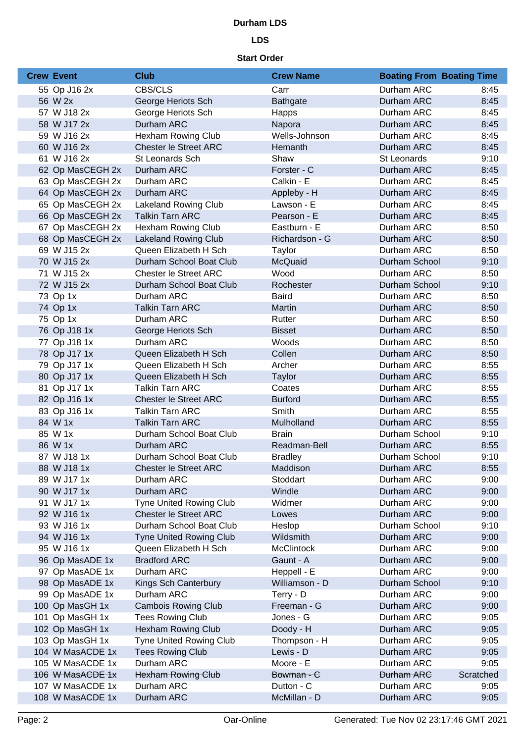**Durham LDS**

**LDS**

**Start Order**

| Crew | Event | Club | Crew Name | Boating From | Boating Time |
|---|---|---|---|---|---|
| 55 | Op J16 2x | CBS/CLS | Carr | Durham ARC | 8:45 |
| 56 | W 2x | George Heriots Sch | Bathgate | Durham ARC | 8:45 |
| 57 | W J18 2x | George Heriots Sch | Happs | Durham ARC | 8:45 |
| 58 | W J17 2x | Durham ARC | Napora | Durham ARC | 8:45 |
| 59 | W J16 2x | Hexham Rowing Club | Wells-Johnson | Durham ARC | 8:45 |
| 60 | W J16 2x | Chester le Street ARC | Hemanth | Durham ARC | 8:45 |
| 61 | W J16 2x | St Leonards Sch | Shaw | St Leonards | 9:10 |
| 62 | Op MasCEGH 2x | Durham ARC | Forster - C | Durham ARC | 8:45 |
| 63 | Op MasCEGH 2x | Durham ARC | Calkin - E | Durham ARC | 8:45 |
| 64 | Op MasCEGH 2x | Durham ARC | Appleby - H | Durham ARC | 8:45 |
| 65 | Op MasCEGH 2x | Lakeland Rowing Club | Lawson - E | Durham ARC | 8:45 |
| 66 | Op MasCEGH 2x | Talkin Tarn ARC | Pearson - E | Durham ARC | 8:45 |
| 67 | Op MasCEGH 2x | Hexham Rowing Club | Eastburn - E | Durham ARC | 8:50 |
| 68 | Op MasCEGH 2x | Lakeland Rowing Club | Richardson - G | Durham ARC | 8:50 |
| 69 | W J15 2x | Queen Elizabeth H Sch | Taylor | Durham ARC | 8:50 |
| 70 | W J15 2x | Durham School Boat Club | McQuaid | Durham School | 9:10 |
| 71 | W J15 2x | Chester le Street ARC | Wood | Durham ARC | 8:50 |
| 72 | W J15 2x | Durham School Boat Club | Rochester | Durham School | 9:10 |
| 73 | Op 1x | Durham ARC | Baird | Durham ARC | 8:50 |
| 74 | Op 1x | Talkin Tarn ARC | Martin | Durham ARC | 8:50 |
| 75 | Op 1x | Durham ARC | Rutter | Durham ARC | 8:50 |
| 76 | Op J18 1x | George Heriots Sch | Bisset | Durham ARC | 8:50 |
| 77 | Op J18 1x | Durham ARC | Woods | Durham ARC | 8:50 |
| 78 | Op J17 1x | Queen Elizabeth H Sch | Collen | Durham ARC | 8:50 |
| 79 | Op J17 1x | Queen Elizabeth H Sch | Archer | Durham ARC | 8:55 |
| 80 | Op J17 1x | Queen Elizabeth H Sch | Taylor | Durham ARC | 8:55 |
| 81 | Op J17 1x | Talkin Tarn ARC | Coates | Durham ARC | 8:55 |
| 82 | Op J16 1x | Chester le Street ARC | Burford | Durham ARC | 8:55 |
| 83 | Op J16 1x | Talkin Tarn ARC | Smith | Durham ARC | 8:55 |
| 84 | W 1x | Talkin Tarn ARC | Mulholland | Durham ARC | 8:55 |
| 85 | W 1x | Durham School Boat Club | Brain | Durham School | 9:10 |
| 86 | W 1x | Durham ARC | Readman-Bell | Durham ARC | 8:55 |
| 87 | W J18 1x | Durham School Boat Club | Bradley | Durham School | 9:10 |
| 88 | W J18 1x | Chester le Street ARC | Maddison | Durham ARC | 8:55 |
| 89 | W J17 1x | Durham ARC | Stoddart | Durham ARC | 9:00 |
| 90 | W J17 1x | Durham ARC | Windle | Durham ARC | 9:00 |
| 91 | W J17 1x | Tyne United Rowing Club | Widmer | Durham ARC | 9:00 |
| 92 | W J16 1x | Chester le Street ARC | Lowes | Durham ARC | 9:00 |
| 93 | W J16 1x | Durham School Boat Club | Heslop | Durham School | 9:10 |
| 94 | W J16 1x | Tyne United Rowing Club | Wildsmith | Durham ARC | 9:00 |
| 95 | W J16 1x | Queen Elizabeth H Sch | McClintock | Durham ARC | 9:00 |
| 96 | Op MasADE 1x | Bradford ARC | Gaunt - A | Durham ARC | 9:00 |
| 97 | Op MasADE 1x | Durham ARC | Heppell - E | Durham ARC | 9:00 |
| 98 | Op MasADE 1x | Kings Sch Canterbury | Williamson - D | Durham School | 9:10 |
| 99 | Op MasADE 1x | Durham ARC | Terry - D | Durham ARC | 9:00 |
| 100 | Op MasGH 1x | Cambois Rowing Club | Freeman - G | Durham ARC | 9:00 |
| 101 | Op MasGH 1x | Tees Rowing Club | Jones - G | Durham ARC | 9:05 |
| 102 | Op MasGH 1x | Hexham Rowing Club | Doody - H | Durham ARC | 9:05 |
| 103 | Op MasGH 1x | Tyne United Rowing Club | Thompson - H | Durham ARC | 9:05 |
| 104 | W MasACDE 1x | Tees Rowing Club | Lewis - D | Durham ARC | 9:05 |
| 105 | W MasACDE 1x | Durham ARC | Moore - E | Durham ARC | 9:05 |
| ~~106~~ | ~~W MasACDE 1x~~ | ~~Hexham Rowing Club~~ | ~~Bowman - C~~ | ~~Durham ARC~~ | Scratched |
| 107 | W MasACDE 1x | Durham ARC | Dutton - C | Durham ARC | 9:05 |
| 108 | W MasACDE 1x | Durham ARC | McMillan - D | Durham ARC | 9:05 |

Oar-Online Generated: Tue Nov 02 23:17:46 GMT 2021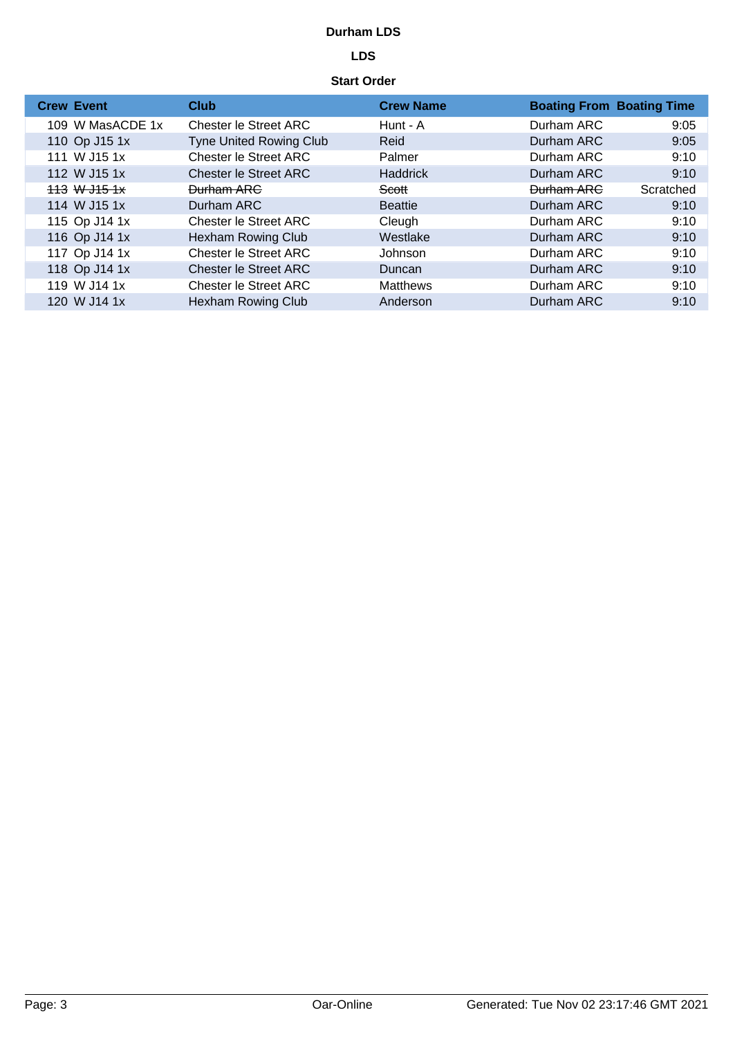**Durham LDS**

**LDS**

**Start Order**

| Crew | Event | Club | Crew Name | Boating From | Boating Time |
|---|---|---|---|---|---|
| 109 | W MasACDE 1x | Chester le Street ARC | Hunt - A | Durham ARC | 9:05 |
| 110 | Op J15 1x | Tyne United Rowing Club | Reid | Durham ARC | 9:05 |
| 111 | W J15 1x | Chester le Street ARC | Palmer | Durham ARC | 9:10 |
| 112 | W J15 1x | Chester le Street ARC | Haddrick | Durham ARC | 9:10 |
| ~~113~~ | ~~W J15 1x~~ | ~~Durham ARC~~ | ~~Scott~~ | ~~Durham ARC~~ | Scratched |
| 114 | W J15 1x | Durham ARC | Beattie | Durham ARC | 9:10 |
| 115 | Op J14 1x | Chester le Street ARC | Cleugh | Durham ARC | 9:10 |
| 116 | Op J14 1x | Hexham Rowing Club | Westlake | Durham ARC | 9:10 |
| 117 | Op J14 1x | Chester le Street ARC | Johnson | Durham ARC | 9:10 |
| 118 | Op J14 1x | Chester le Street ARC | Duncan | Durham ARC | 9:10 |
| 119 | W J14 1x | Chester le Street ARC | Matthews | Durham ARC | 9:10 |
| 120 | W J14 1x | Hexham Rowing Club | Anderson | Durham ARC | 9:10 |

Oar-Online

Generated: Tue Nov 02 23:17:46 GMT 2021